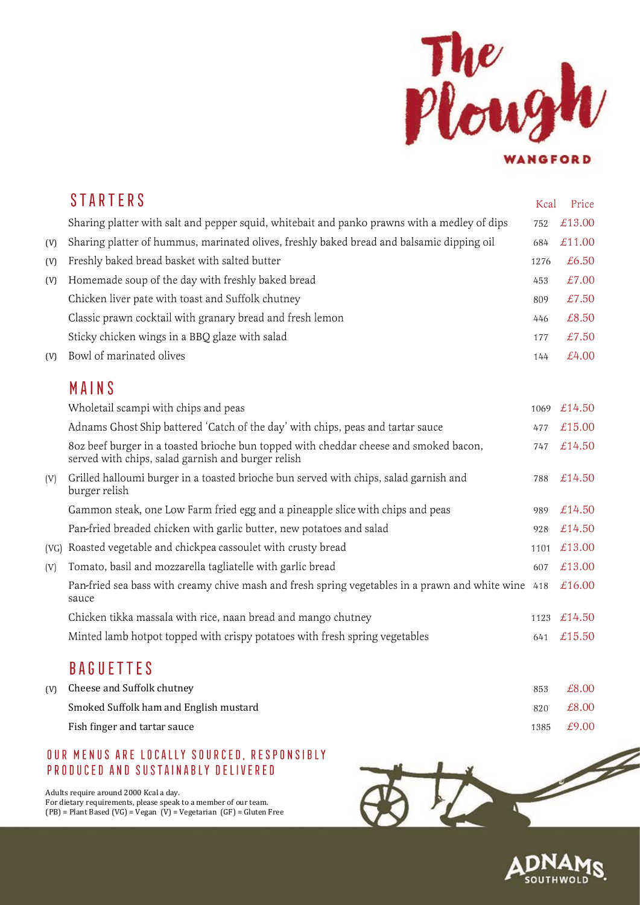# The Plough

WANGFORD

## STARTERS

| | | Kcal | Price |
|---|---|---|---|
| | Sharing platter with salt and pepper squid, whitebait and panko prawns with a medley of dips | 752 | £13.00 |
| (V) | Sharing platter of hummus, marinated olives, freshly baked bread and balsamic dipping oil | 684 | £11.00 |
| (V) | Freshly baked bread basket with salted butter | 1276 | £6.50 |
| (V) | Homemade soup of the day with freshly baked bread | 453 | £7.00 |
| | Chicken liver pate with toast and Suffolk chutney | 809 | £7.50 |
| | Classic prawn cocktail with granary bread and fresh lemon | 446 | £8.50 |
| | Sticky chicken wings in a BBQ glaze with salad | 177 | £7.50 |
| (V) | Bowl of marinated olives | 144 | £4.00 |

## MAINS

| | | Kcal | Price |
|---|---|---|---|
| | Wholetail scampi with chips and peas | 1069 | £14.50 |
| | Adnams Ghost Ship battered 'Catch of the day' with chips, peas and tartar sauce | 477 | £15.00 |
| | 8oz beef burger in a toasted brioche bun topped with cheddar cheese and smoked bacon, served with chips, salad garnish and burger relish | 747 | £14.50 |
| (V) | Grilled halloumi burger in a toasted brioche bun served with chips, salad garnish and burger relish | 788 | £14.50 |
| | Gammon steak, one Low Farm fried egg and a pineapple slice with chips and peas | 989 | £14.50 |
| | Pan-fried breaded chicken with garlic butter, new potatoes and salad | 928 | £14.50 |
| (VG) | Roasted vegetable and chickpea cassoulet with crusty bread | 1101 | £13.00 |
| (V) | Tomato, basil and mozzarella tagliatelle with garlic bread | 607 | £13.00 |
| | Pan-fried sea bass with creamy chive mash and fresh spring vegetables in a prawn and white wine sauce | 418 | £16.00 |
| | Chicken tikka massala with rice, naan bread and mango chutney | 1123 | £14.50 |
| | Minted lamb hotpot topped with crispy potatoes with fresh spring vegetables | 641 | £15.50 |

## BAGUETTES

| | | Kcal | Price |
|---|---|---|---|
| (V) | Cheese and Suffolk chutney | 853 | £8.00 |
| | Smoked Suffolk ham and English mustard | 820 | £8.00 |
| | Fish finger and tartar sauce | 1385 | £9.00 |

### OUR MENUS ARE LOCALLY SOURCED, RESPONSIBLY PRODUCED AND SUSTAINABLY DELIVERED

Adults require around 2000 Kcal a day.
For dietary requirements, please speak to a member of our team.
(PB) = Plant Based (VG) = Vegan (V) = Vegetarian (GF) = Gluten Free

ADNAMS SOUTHWOLD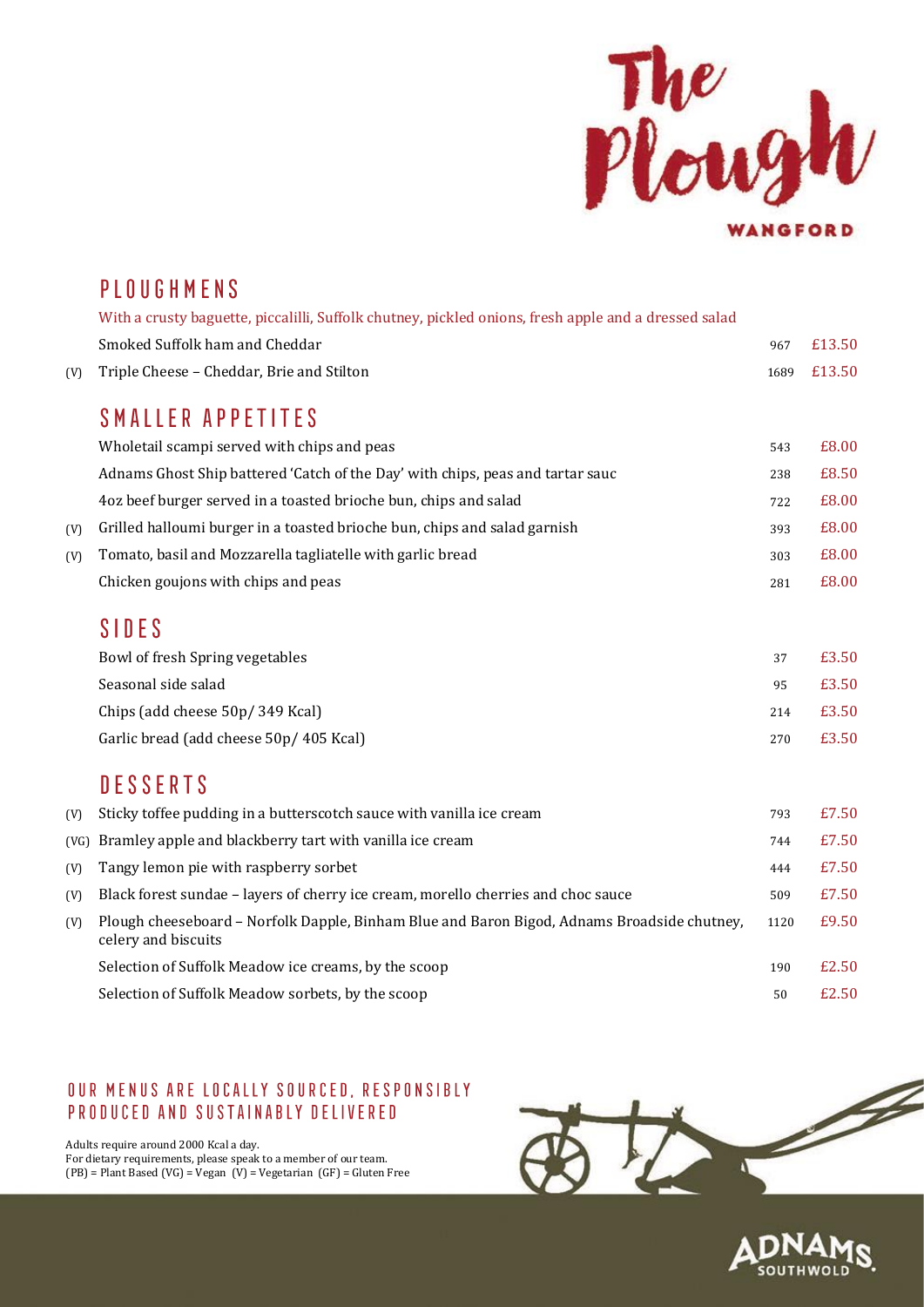# The Plough

WANGFORD

## PLOUGHMENS

With a crusty baguette, piccalilli, Suffolk chutney, pickled onions, fresh apple and a dressed salad

| | | | |
|---|---|---|---|
| | Smoked Suffolk ham and Cheddar | 967 | £13.50 |
| (V) | Triple Cheese – Cheddar, Brie and Stilton | 1689 | £13.50 |

## SMALLER APPETITES

| | | | |
|---|---|---|---|
| | Wholetail scampi served with chips and peas | 543 | £8.00 |
| | Adnams Ghost Ship battered 'Catch of the Day' with chips, peas and tartar sauc | 238 | £8.50 |
| | 4oz beef burger served in a toasted brioche bun, chips and salad | 722 | £8.00 |
| (V) | Grilled halloumi burger in a toasted brioche bun, chips and salad garnish | 393 | £8.00 |
| (V) | Tomato, basil and Mozzarella tagliatelle with garlic bread | 303 | £8.00 |
| | Chicken goujons with chips and peas | 281 | £8.00 |

## SIDES

| | | |
|---|---|---|
| Bowl of fresh Spring vegetables | 37 | £3.50 |
| Seasonal side salad | 95 | £3.50 |
| Chips (add cheese 50p/ 349 Kcal) | 214 | £3.50 |
| Garlic bread (add cheese 50p/ 405 Kcal) | 270 | £3.50 |

## DESSERTS

| | | | |
|---|---|---|---|
| (V) | Sticky toffee pudding in a butterscotch sauce with vanilla ice cream | 793 | £7.50 |
| (VG) | Bramley apple and blackberry tart with vanilla ice cream | 744 | £7.50 |
| (V) | Tangy lemon pie with raspberry sorbet | 444 | £7.50 |
| (V) | Black forest sundae – layers of cherry ice cream, morello cherries and choc sauce | 509 | £7.50 |
| (V) | Plough cheeseboard – Norfolk Dapple, Binham Blue and Baron Bigod, Adnams Broadside chutney, celery and biscuits | 1120 | £9.50 |
| | Selection of Suffolk Meadow ice creams, by the scoop | 190 | £2.50 |
| | Selection of Suffolk Meadow sorbets, by the scoop | 50 | £2.50 |

### OUR MENUS ARE LOCALLY SOURCED, RESPONSIBLY PRODUCED AND SUSTAINABLY DELIVERED

Adults require around 2000 Kcal a day.
For dietary requirements, please speak to a member of our team.
(PB) = Plant Based (VG) = Vegan (V) = Vegetarian (GF) = Gluten Free

ADNAMS SOUTHWOLD